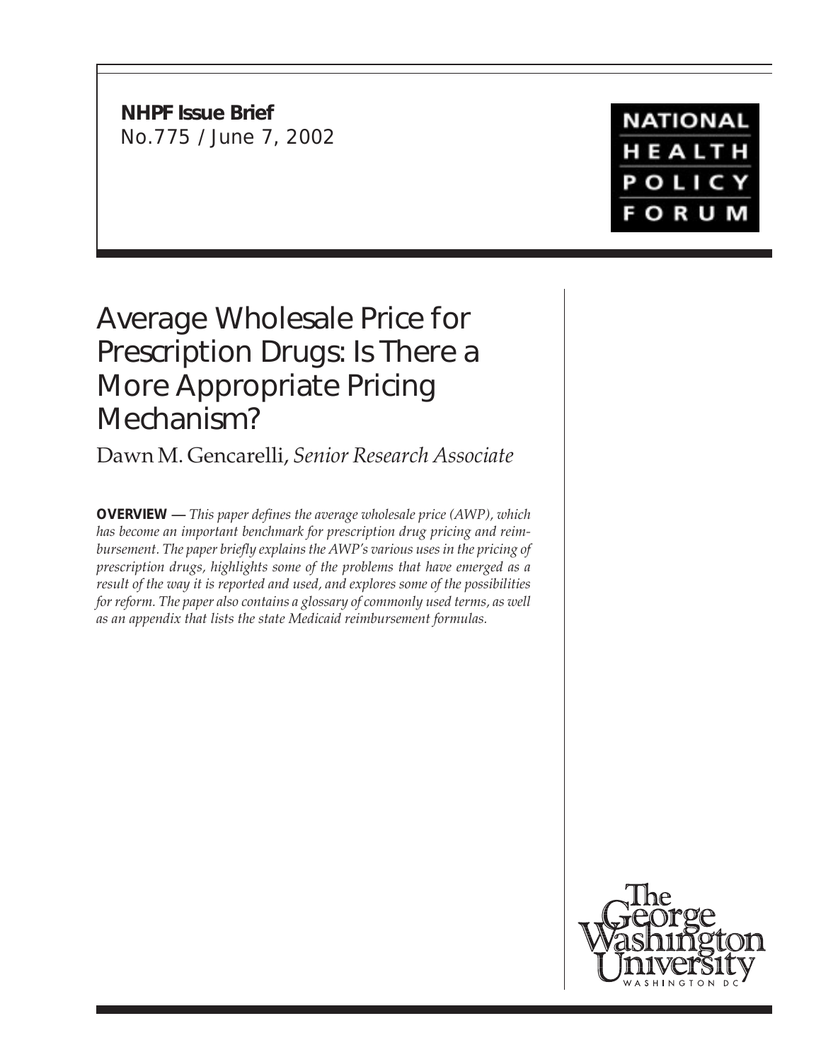**NHPF Issue Brief**
No.775 / June 7, 2002

NATIONAL HEALTH POLICY FORUM

# Average Wholesale Price for Prescription Drugs: Is There a More Appropriate Pricing Mechanism?

Dawn M. Gencarelli, *Senior Research Associate*

**OVERVIEW —** *This paper defines the average wholesale price (AWP), which has become an important benchmark for prescription drug pricing and reimbursement. The paper briefly explains the AWP's various uses in the pricing of prescription drugs, highlights some of the problems that have emerged as a result of the way it is reported and used, and explores some of the possibilities for reform. The paper also contains a glossary of commonly used terms, as well as an appendix that lists the state Medicaid reimbursement formulas.*

The George Washington University
WASHINGTON DC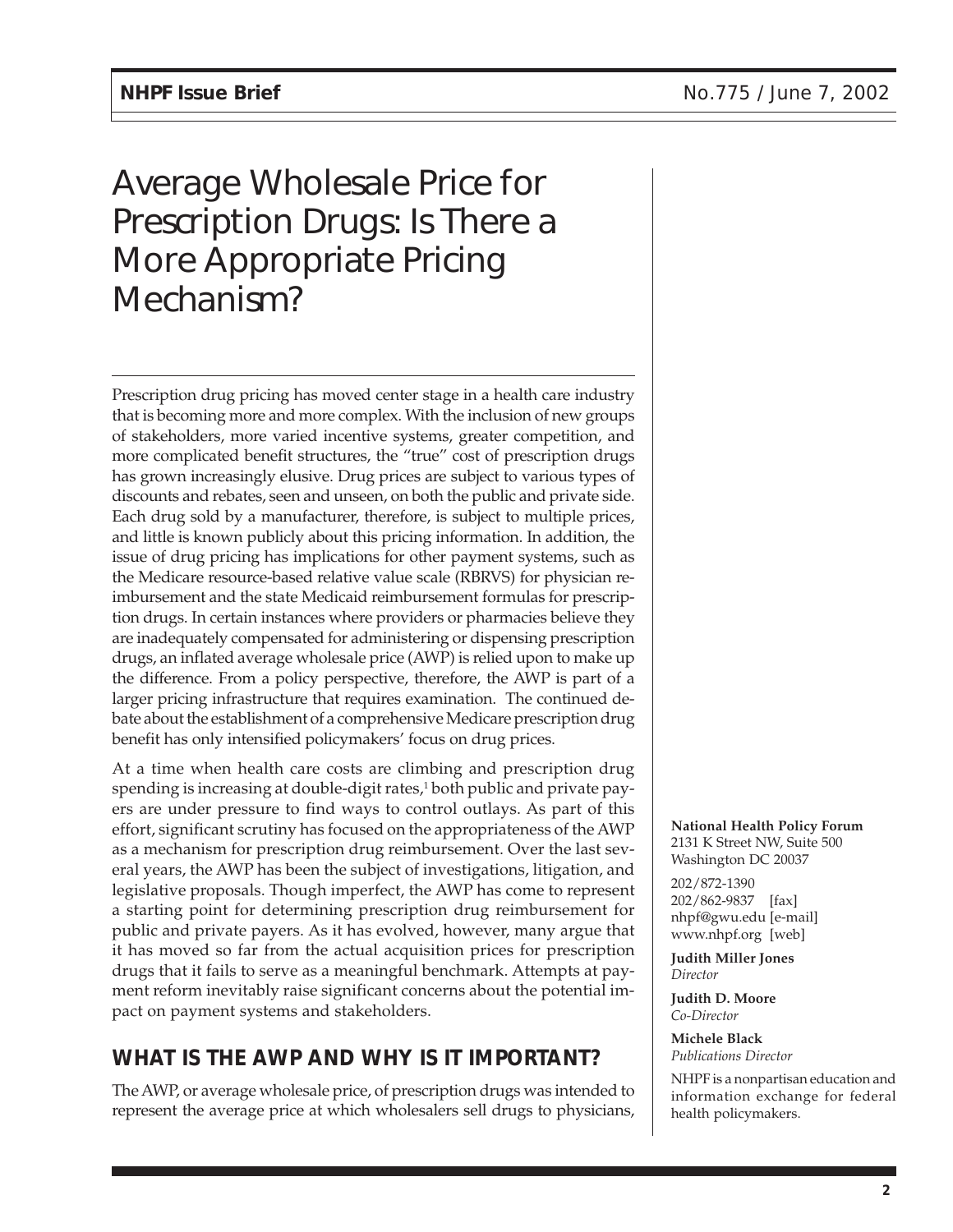# Average Wholesale Price for Prescription Drugs: Is There a More Appropriate Pricing Mechanism?

Prescription drug pricing has moved center stage in a health care industry that is becoming more and more complex. With the inclusion of new groups of stakeholders, more varied incentive systems, greater competition, and more complicated benefit structures, the "true" cost of prescription drugs has grown increasingly elusive. Drug prices are subject to various types of discounts and rebates, seen and unseen, on both the public and private side. Each drug sold by a manufacturer, therefore, is subject to multiple prices, and little is known publicly about this pricing information. In addition, the issue of drug pricing has implications for other payment systems, such as the Medicare resource-based relative value scale (RBRVS) for physician reimbursement and the state Medicaid reimbursement formulas for prescription drugs. In certain instances where providers or pharmacies believe they are inadequately compensated for administering or dispensing prescription drugs, an inflated average wholesale price (AWP) is relied upon to make up the difference. From a policy perspective, therefore, the AWP is part of a larger pricing infrastructure that requires examination. The continued debate about the establishment of a comprehensive Medicare prescription drug benefit has only intensified policymakers' focus on drug prices.

At a time when health care costs are climbing and prescription drug spending is increasing at double-digit rates,[1] both public and private payers are under pressure to find ways to control outlays. As part of this effort, significant scrutiny has focused on the appropriateness of the AWP as a mechanism for prescription drug reimbursement. Over the last several years, the AWP has been the subject of investigations, litigation, and legislative proposals. Though imperfect, the AWP has come to represent a starting point for determining prescription drug reimbursement for public and private payers. As it has evolved, however, many argue that it has moved so far from the actual acquisition prices for prescription drugs that it fails to serve as a meaningful benchmark. Attempts at payment reform inevitably raise significant concerns about the potential impact on payment systems and stakeholders.

## WHAT IS THE AWP AND WHY IS IT IMPORTANT?

The AWP, or average wholesale price, of prescription drugs was intended to represent the average price at which wholesalers sell drugs to physicians,

**National Health Policy Forum**
2131 K Street NW, Suite 500
Washington DC 20037

202/872-1390
202/862-9837 [fax]
nhpf@gwu.edu [e-mail]
www.nhpf.org [web]

**Judith Miller Jones**
*Director*

**Judith D. Moore**
*Co-Director*

**Michele Black**
*Publications Director*

NHPF is a nonpartisan education and information exchange for federal health policymakers.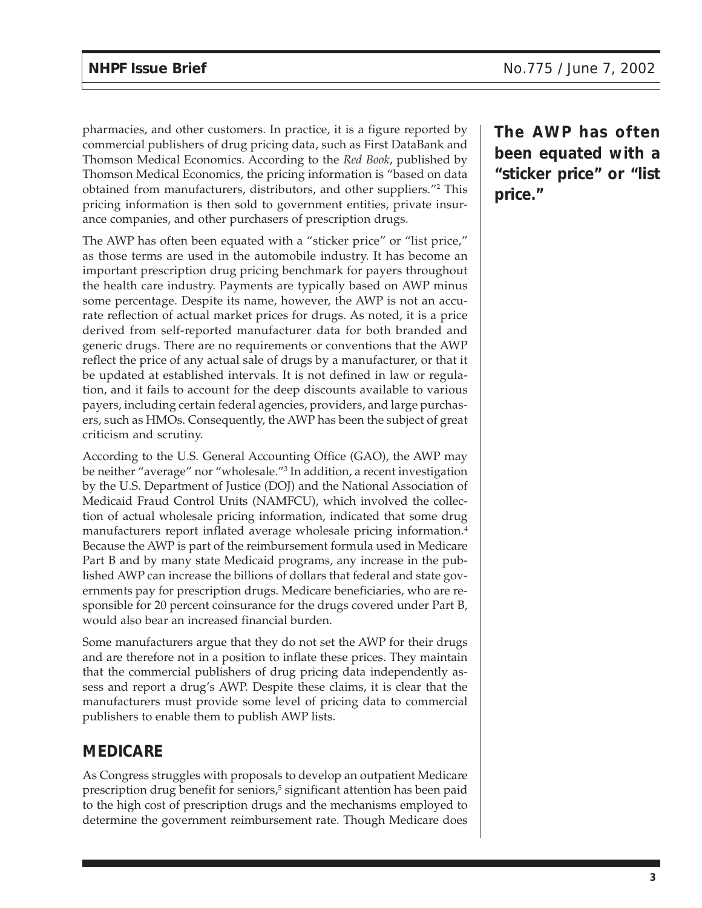pharmacies, and other customers. In practice, it is a figure reported by commercial publishers of drug pricing data, such as First DataBank and Thomson Medical Economics. According to the *Red Book*, published by Thomson Medical Economics, the pricing information is "based on data obtained from manufacturers, distributors, and other suppliers."[2] This pricing information is then sold to government entities, private insurance companies, and other purchasers of prescription drugs.

**The AWP has often been equated with a "sticker price" or "list price."**

The AWP has often been equated with a "sticker price" or "list price," as those terms are used in the automobile industry. It has become an important prescription drug pricing benchmark for payers throughout the health care industry. Payments are typically based on AWP minus some percentage. Despite its name, however, the AWP is not an accurate reflection of actual market prices for drugs. As noted, it is a price derived from self-reported manufacturer data for both branded and generic drugs. There are no requirements or conventions that the AWP reflect the price of any actual sale of drugs by a manufacturer, or that it be updated at established intervals. It is not defined in law or regulation, and it fails to account for the deep discounts available to various payers, including certain federal agencies, providers, and large purchasers, such as HMOs. Consequently, the AWP has been the subject of great criticism and scrutiny.

According to the U.S. General Accounting Office (GAO), the AWP may be neither "average" nor "wholesale."[3] In addition, a recent investigation by the U.S. Department of Justice (DOJ) and the National Association of Medicaid Fraud Control Units (NAMFCU), which involved the collection of actual wholesale pricing information, indicated that some drug manufacturers report inflated average wholesale pricing information.[4] Because the AWP is part of the reimbursement formula used in Medicare Part B and by many state Medicaid programs, any increase in the published AWP can increase the billions of dollars that federal and state governments pay for prescription drugs. Medicare beneficiaries, who are responsible for 20 percent coinsurance for the drugs covered under Part B, would also bear an increased financial burden.

Some manufacturers argue that they do not set the AWP for their drugs and are therefore not in a position to inflate these prices. They maintain that the commercial publishers of drug pricing data independently assess and report a drug's AWP. Despite these claims, it is clear that the manufacturers must provide some level of pricing data to commercial publishers to enable them to publish AWP lists.

## MEDICARE

As Congress struggles with proposals to develop an outpatient Medicare prescription drug benefit for seniors,[5] significant attention has been paid to the high cost of prescription drugs and the mechanisms employed to determine the government reimbursement rate. Though Medicare does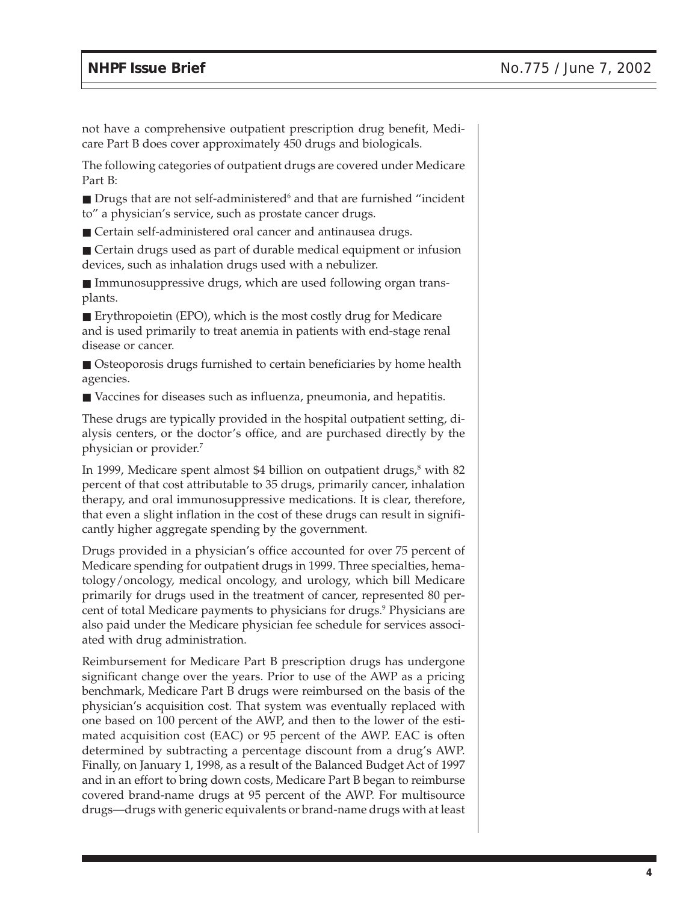not have a comprehensive outpatient prescription drug benefit, Medicare Part B does cover approximately 450 drugs and biologicals.

The following categories of outpatient drugs are covered under Medicare Part B:

- Drugs that are not self-administered[6] and that are furnished "incident to" a physician's service, such as prostate cancer drugs.
- Certain self-administered oral cancer and antinausea drugs.
- Certain drugs used as part of durable medical equipment or infusion devices, such as inhalation drugs used with a nebulizer.
- Immunosuppressive drugs, which are used following organ transplants.
- Erythropoietin (EPO), which is the most costly drug for Medicare and is used primarily to treat anemia in patients with end-stage renal disease or cancer.
- Osteoporosis drugs furnished to certain beneficiaries by home health agencies.
- Vaccines for diseases such as influenza, pneumonia, and hepatitis.

These drugs are typically provided in the hospital outpatient setting, dialysis centers, or the doctor's office, and are purchased directly by the physician or provider.[7]

In 1999, Medicare spent almost $4 billion on outpatient drugs,[8] with 82 percent of that cost attributable to 35 drugs, primarily cancer, inhalation therapy, and oral immunosuppressive medications. It is clear, therefore, that even a slight inflation in the cost of these drugs can result in significantly higher aggregate spending by the government.

Drugs provided in a physician's office accounted for over 75 percent of Medicare spending for outpatient drugs in 1999. Three specialties, hematology/oncology, medical oncology, and urology, which bill Medicare primarily for drugs used in the treatment of cancer, represented 80 percent of total Medicare payments to physicians for drugs.[9] Physicians are also paid under the Medicare physician fee schedule for services associated with drug administration.

Reimbursement for Medicare Part B prescription drugs has undergone significant change over the years. Prior to use of the AWP as a pricing benchmark, Medicare Part B drugs were reimbursed on the basis of the physician's acquisition cost. That system was eventually replaced with one based on 100 percent of the AWP, and then to the lower of the estimated acquisition cost (EAC) or 95 percent of the AWP. EAC is often determined by subtracting a percentage discount from a drug's AWP. Finally, on January 1, 1998, as a result of the Balanced Budget Act of 1997 and in an effort to bring down costs, Medicare Part B began to reimburse covered brand-name drugs at 95 percent of the AWP. For multisource drugs—drugs with generic equivalents or brand-name drugs with at least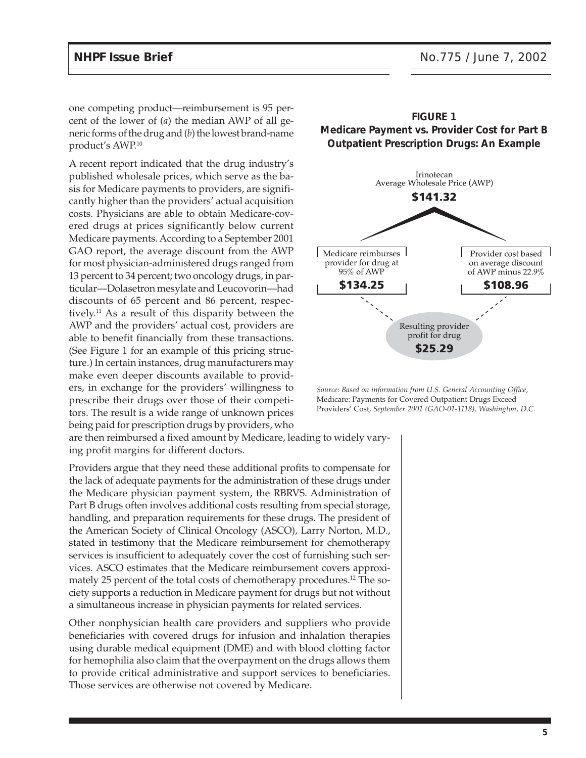one competing product—reimbursement is 95 percent of the lower of (*a*) the median AWP of all generic forms of the drug and (*b*) the lowest brand-name product's AWP.[10]

A recent report indicated that the drug industry's published wholesale prices, which serve as the basis for Medicare payments to providers, are significantly higher than the providers' actual acquisition costs. Physicians are able to obtain Medicare-covered drugs at prices significantly below current Medicare payments. According to a September 2001 GAO report, the average discount from the AWP for most physician-administered drugs ranged from 13 percent to 34 percent; two oncology drugs, in particular—Dolasetron mesylate and Leucovorin—had discounts of 65 percent and 86 percent, respectively.[11] As a result of this disparity between the AWP and the providers' actual cost, providers are able to benefit financially from these transactions. (See Figure 1 for an example of this pricing structure.) In certain instances, drug manufacturers may make even deeper discounts available to providers, in exchange for the providers' willingness to prescribe their drugs over those of their competitors. The result is a wide range of unknown prices being paid for prescription drugs by providers, who are then reimbursed a fixed amount by Medicare, leading to widely varying profit margins for different doctors.

**FIGURE 1**
**Medicare Payment vs. Provider Cost for Part B Outpatient Prescription Drugs: An Example**

Irinotecan
Average Wholesale Price (AWP)
**$141.32**

Medicare reimburses provider for drug at 95% of AWP
**$134.25**

Provider cost based on average discount of AWP minus 22.9%
**$108.96**

Resulting provider profit for drug
**$25.29**

*Source: Based on information from U.S. General Accounting Office,* Medicare: Payments for Covered Outpatient Drugs Exceed Providers' Cost, *September 2001 (GAO-01-1118), Washington, D.C.*

Providers argue that they need these additional profits to compensate for the lack of adequate payments for the administration of these drugs under the Medicare physician payment system, the RBRVS. Administration of Part B drugs often involves additional costs resulting from special storage, handling, and preparation requirements for these drugs. The president of the American Society of Clinical Oncology (ASCO), Larry Norton, M.D., stated in testimony that the Medicare reimbursement for chemotherapy services is insufficient to adequately cover the cost of furnishing such services. ASCO estimates that the Medicare reimbursement covers approximately 25 percent of the total costs of chemotherapy procedures.[12] The society supports a reduction in Medicare payment for drugs but not without a simultaneous increase in physician payments for related services.

Other nonphysician health care providers and suppliers who provide beneficiaries with covered drugs for infusion and inhalation therapies using durable medical equipment (DME) and with blood clotting factor for hemophilia also claim that the overpayment on the drugs allows them to provide critical administrative and support services to beneficiaries. Those services are otherwise not covered by Medicare.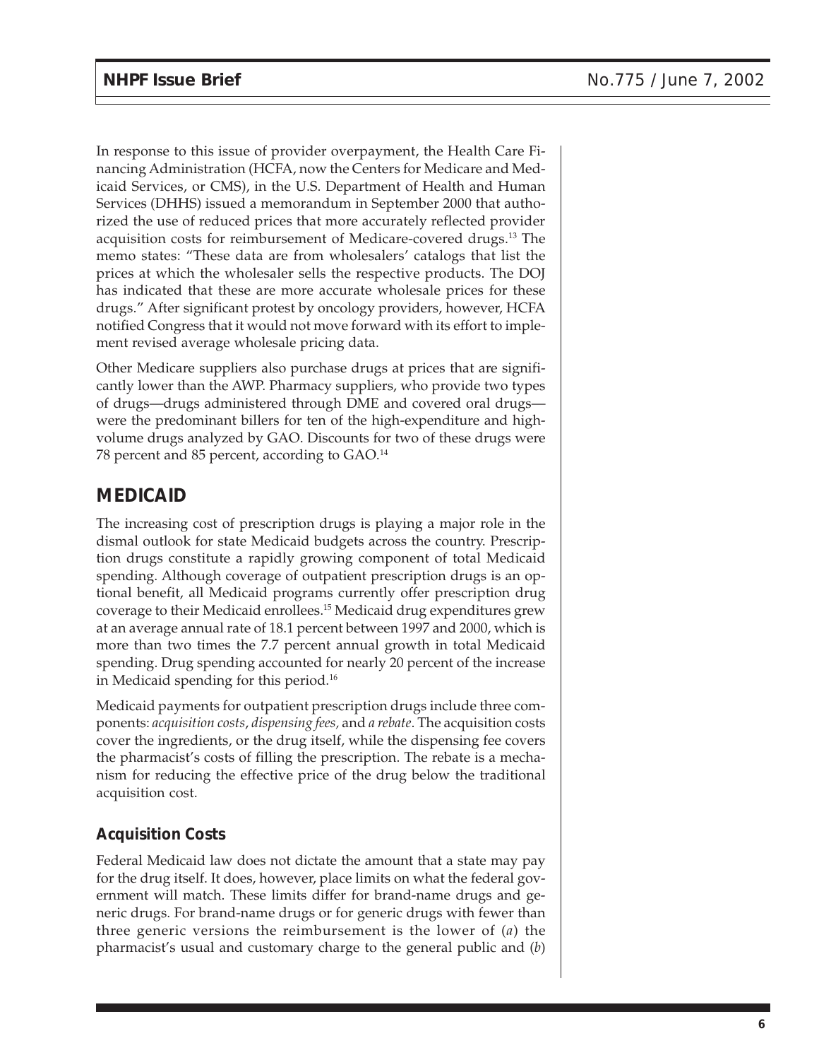In response to this issue of provider overpayment, the Health Care Financing Administration (HCFA, now the Centers for Medicare and Medicaid Services, or CMS), in the U.S. Department of Health and Human Services (DHHS) issued a memorandum in September 2000 that authorized the use of reduced prices that more accurately reflected provider acquisition costs for reimbursement of Medicare-covered drugs.[13] The memo states: "These data are from wholesalers' catalogs that list the prices at which the wholesaler sells the respective products. The DOJ has indicated that these are more accurate wholesale prices for these drugs." After significant protest by oncology providers, however, HCFA notified Congress that it would not move forward with its effort to implement revised average wholesale pricing data.

Other Medicare suppliers also purchase drugs at prices that are significantly lower than the AWP. Pharmacy suppliers, who provide two types of drugs—drugs administered through DME and covered oral drugs—were the predominant billers for ten of the high-expenditure and high-volume drugs analyzed by GAO. Discounts for two of these drugs were 78 percent and 85 percent, according to GAO.[14]

## MEDICAID

The increasing cost of prescription drugs is playing a major role in the dismal outlook for state Medicaid budgets across the country. Prescription drugs constitute a rapidly growing component of total Medicaid spending. Although coverage of outpatient prescription drugs is an optional benefit, all Medicaid programs currently offer prescription drug coverage to their Medicaid enrollees.[15] Medicaid drug expenditures grew at an average annual rate of 18.1 percent between 1997 and 2000, which is more than two times the 7.7 percent annual growth in total Medicaid spending. Drug spending accounted for nearly 20 percent of the increase in Medicaid spending for this period.[16]

Medicaid payments for outpatient prescription drugs include three components: *acquisition costs*, *dispensing fees*, and *a rebate*. The acquisition costs cover the ingredients, or the drug itself, while the dispensing fee covers the pharmacist's costs of filling the prescription. The rebate is a mechanism for reducing the effective price of the drug below the traditional acquisition cost.

### Acquisition Costs

Federal Medicaid law does not dictate the amount that a state may pay for the drug itself. It does, however, place limits on what the federal government will match. These limits differ for brand-name drugs and generic drugs. For brand-name drugs or for generic drugs with fewer than three generic versions the reimbursement is the lower of (*a*) the pharmacist's usual and customary charge to the general public and (*b*)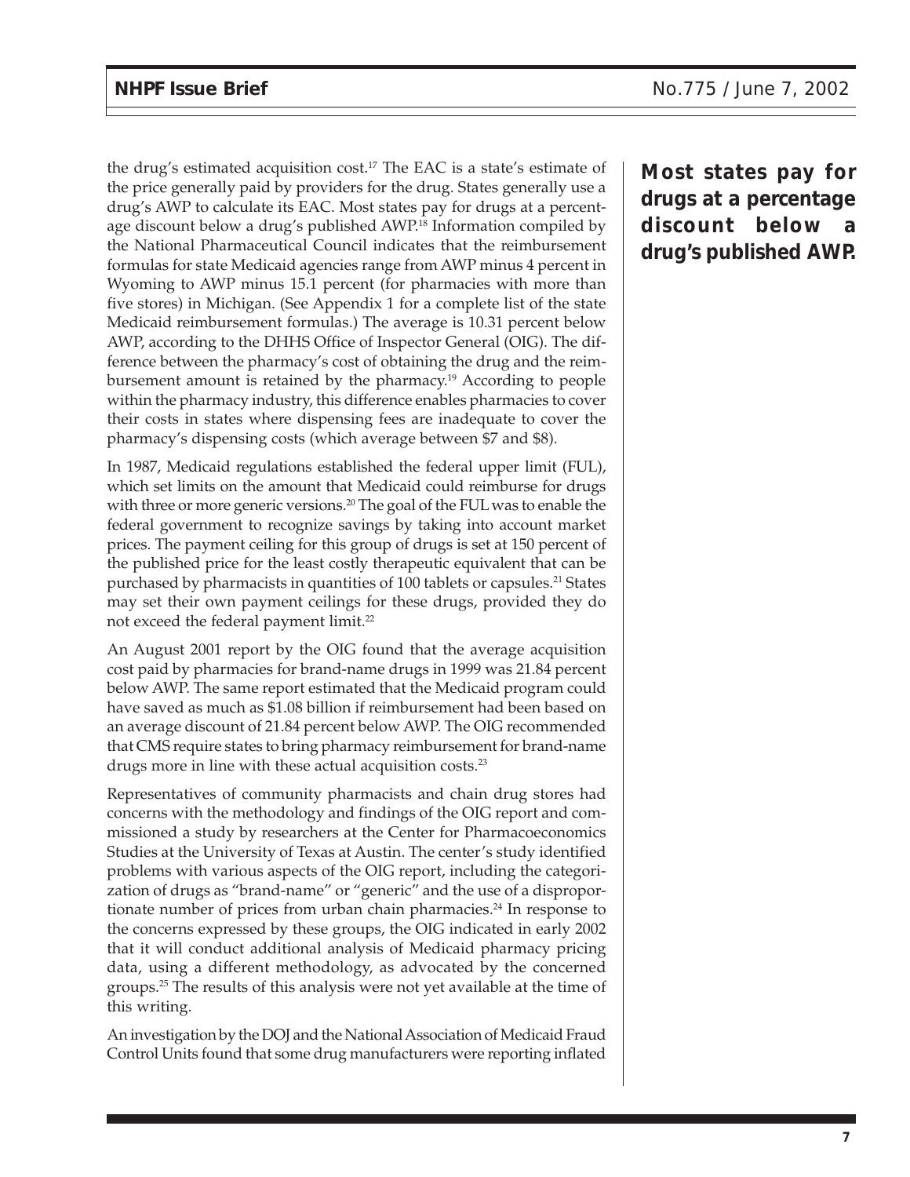the drug's estimated acquisition cost.[17] The EAC is a state's estimate of the price generally paid by providers for the drug. States generally use a drug's AWP to calculate its EAC. Most states pay for drugs at a percentage discount below a drug's published AWP.[18] Information compiled by the National Pharmaceutical Council indicates that the reimbursement formulas for state Medicaid agencies range from AWP minus 4 percent in Wyoming to AWP minus 15.1 percent (for pharmacies with more than five stores) in Michigan. (See Appendix 1 for a complete list of the state Medicaid reimbursement formulas.) The average is 10.31 percent below AWP, according to the DHHS Office of Inspector General (OIG). The difference between the pharmacy's cost of obtaining the drug and the reimbursement amount is retained by the pharmacy.[19] According to people within the pharmacy industry, this difference enables pharmacies to cover their costs in states where dispensing fees are inadequate to cover the pharmacy's dispensing costs (which average between $7 and $8).

**Most states pay for drugs at a percentage discount below a drug's published AWP.**

In 1987, Medicaid regulations established the federal upper limit (FUL), which set limits on the amount that Medicaid could reimburse for drugs with three or more generic versions.[20] The goal of the FUL was to enable the federal government to recognize savings by taking into account market prices. The payment ceiling for this group of drugs is set at 150 percent of the published price for the least costly therapeutic equivalent that can be purchased by pharmacists in quantities of 100 tablets or capsules.[21] States may set their own payment ceilings for these drugs, provided they do not exceed the federal payment limit.[22]

An August 2001 report by the OIG found that the average acquisition cost paid by pharmacies for brand-name drugs in 1999 was 21.84 percent below AWP. The same report estimated that the Medicaid program could have saved as much as $1.08 billion if reimbursement had been based on an average discount of 21.84 percent below AWP. The OIG recommended that CMS require states to bring pharmacy reimbursement for brand-name drugs more in line with these actual acquisition costs.[23]

Representatives of community pharmacists and chain drug stores had concerns with the methodology and findings of the OIG report and commissioned a study by researchers at the Center for Pharmacoeconomics Studies at the University of Texas at Austin. The center's study identified problems with various aspects of the OIG report, including the categorization of drugs as "brand-name" or "generic" and the use of a disproportionate number of prices from urban chain pharmacies.[24] In response to the concerns expressed by these groups, the OIG indicated in early 2002 that it will conduct additional analysis of Medicaid pharmacy pricing data, using a different methodology, as advocated by the concerned groups.[25] The results of this analysis were not yet available at the time of this writing.

An investigation by the DOJ and the National Association of Medicaid Fraud Control Units found that some drug manufacturers were reporting inflated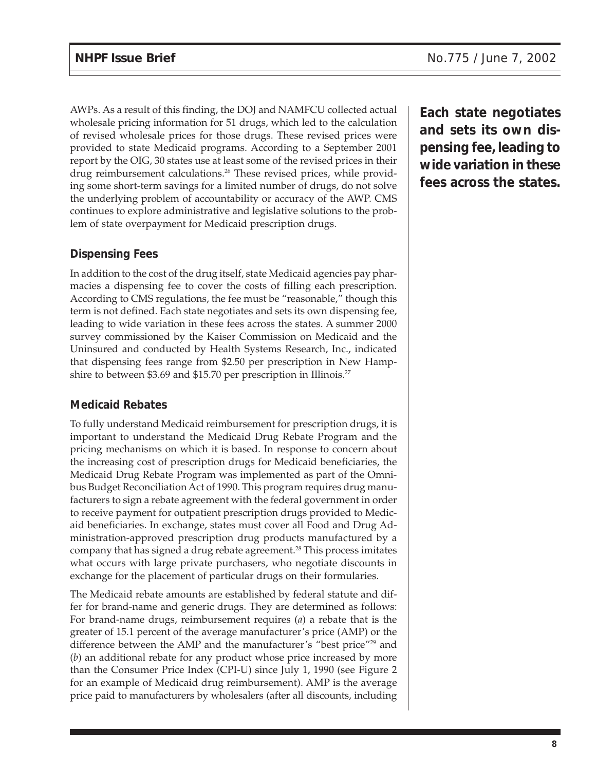AWPs. As a result of this finding, the DOJ and NAMFCU collected actual wholesale pricing information for 51 drugs, which led to the calculation of revised wholesale prices for those drugs. These revised prices were provided to state Medicaid programs. According to a September 2001 report by the OIG, 30 states use at least some of the revised prices in their drug reimbursement calculations.[26] These revised prices, while providing some short-term savings for a limited number of drugs, do not solve the underlying problem of accountability or accuracy of the AWP. CMS continues to explore administrative and legislative solutions to the problem of state overpayment for Medicaid prescription drugs.

**Each state negotiates and sets its own dispensing fee, leading to wide variation in these fees across the states.**

### Dispensing Fees

In addition to the cost of the drug itself, state Medicaid agencies pay pharmacies a dispensing fee to cover the costs of filling each prescription. According to CMS regulations, the fee must be "reasonable," though this term is not defined. Each state negotiates and sets its own dispensing fee, leading to wide variation in these fees across the states. A summer 2000 survey commissioned by the Kaiser Commission on Medicaid and the Uninsured and conducted by Health Systems Research, Inc., indicated that dispensing fees range from $2.50 per prescription in New Hampshire to between $3.69 and $15.70 per prescription in Illinois.[27]

### Medicaid Rebates

To fully understand Medicaid reimbursement for prescription drugs, it is important to understand the Medicaid Drug Rebate Program and the pricing mechanisms on which it is based. In response to concern about the increasing cost of prescription drugs for Medicaid beneficiaries, the Medicaid Drug Rebate Program was implemented as part of the Omnibus Budget Reconciliation Act of 1990. This program requires drug manufacturers to sign a rebate agreement with the federal government in order to receive payment for outpatient prescription drugs provided to Medicaid beneficiaries. In exchange, states must cover all Food and Drug Administration-approved prescription drug products manufactured by a company that has signed a drug rebate agreement.[28] This process imitates what occurs with large private purchasers, who negotiate discounts in exchange for the placement of particular drugs on their formularies.

The Medicaid rebate amounts are established by federal statute and differ for brand-name and generic drugs. They are determined as follows: For brand-name drugs, reimbursement requires (*a*) a rebate that is the greater of 15.1 percent of the average manufacturer's price (AMP) or the difference between the AMP and the manufacturer's "best price"[29] and (*b*) an additional rebate for any product whose price increased by more than the Consumer Price Index (CPI-U) since July 1, 1990 (see Figure 2 for an example of Medicaid drug reimbursement). AMP is the average price paid to manufacturers by wholesalers (after all discounts, including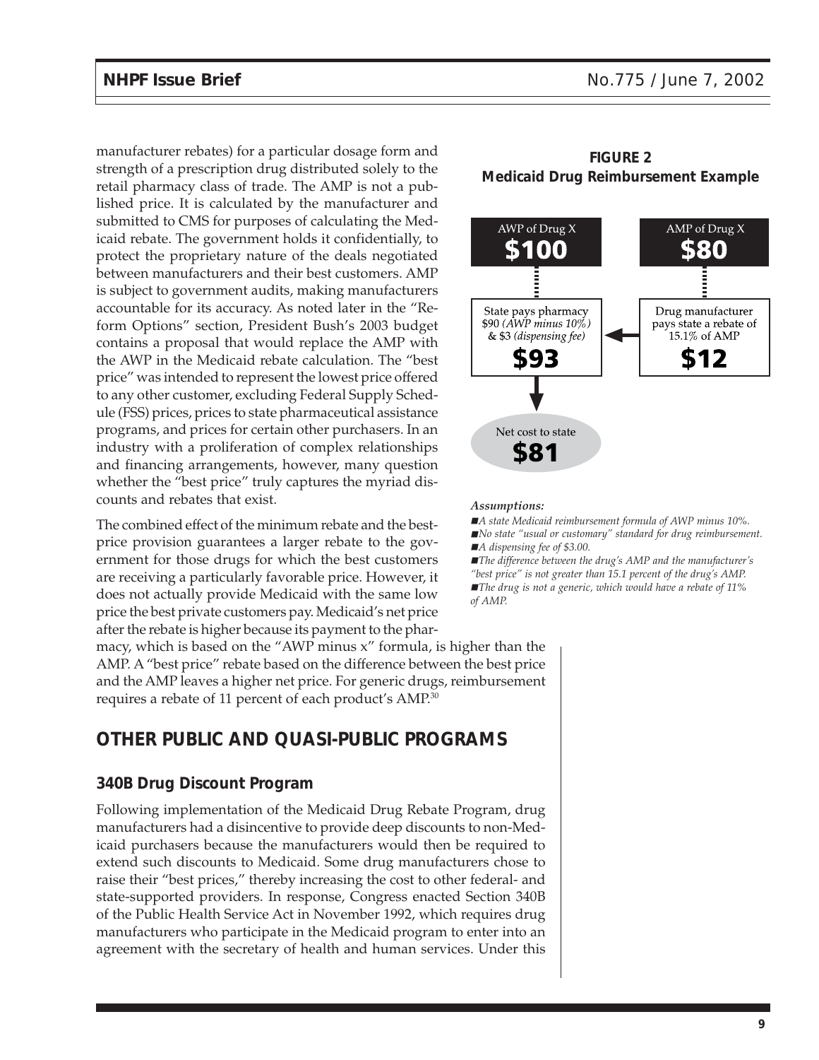manufacturer rebates) for a particular dosage form and strength of a prescription drug distributed solely to the retail pharmacy class of trade. The AMP is not a published price. It is calculated by the manufacturer and submitted to CMS for purposes of calculating the Medicaid rebate. The government holds it confidentially, to protect the proprietary nature of the deals negotiated between manufacturers and their best customers. AMP is subject to government audits, making manufacturers accountable for its accuracy. As noted later in the "Reform Options" section, President Bush's 2003 budget contains a proposal that would replace the AMP with the AWP in the Medicaid rebate calculation. The "best price" was intended to represent the lowest price offered to any other customer, excluding Federal Supply Schedule (FSS) prices, prices to state pharmaceutical assistance programs, and prices for certain other purchasers. In an industry with a proliferation of complex relationships and financing arrangements, however, many question whether the "best price" truly captures the myriad discounts and rebates that exist.

The combined effect of the minimum rebate and the best-price provision guarantees a larger rebate to the government for those drugs for which the best customers are receiving a particularly favorable price. However, it does not actually provide Medicaid with the same low price the best private customers pay. Medicaid's net price after the rebate is higher because its payment to the pharmacy, which is based on the "AWP minus x" formula, is higher than the AMP. A "best price" rebate based on the difference between the best price and the AMP leaves a higher net price. For generic drugs, reimbursement requires a rebate of 11 percent of each product's AMP.[30]

**FIGURE 2**
**Medicaid Drug Reimbursement Example**

AWP of Drug X **$100**

AMP of Drug X **$80**

State pays pharmacy $90 *(AWP minus 10%)* & $3 *(dispensing fee)* **$93**

Drug manufacturer pays state a rebate of 15.1% of AMP **$12**

Net cost to state **$81**

***Assumptions:***

- *A state Medicaid reimbursement formula of AWP minus 10%.*
- *No state "usual or customary" standard for drug reimbursement.*
- *A dispensing fee of $3.00.*
- *The difference between the drug's AMP and the manufacturer's "best price" is not greater than 15.1 percent of the drug's AMP.*
- *The drug is not a generic, which would have a rebate of 11% of AMP.*

## OTHER PUBLIC AND QUASI-PUBLIC PROGRAMS

### 340B Drug Discount Program

Following implementation of the Medicaid Drug Rebate Program, drug manufacturers had a disincentive to provide deep discounts to non-Medicaid purchasers because the manufacturers would then be required to extend such discounts to Medicaid. Some drug manufacturers chose to raise their "best prices," thereby increasing the cost to other federal- and state-supported providers. In response, Congress enacted Section 340B of the Public Health Service Act in November 1992, which requires drug manufacturers who participate in the Medicaid program to enter into an agreement with the secretary of health and human services. Under this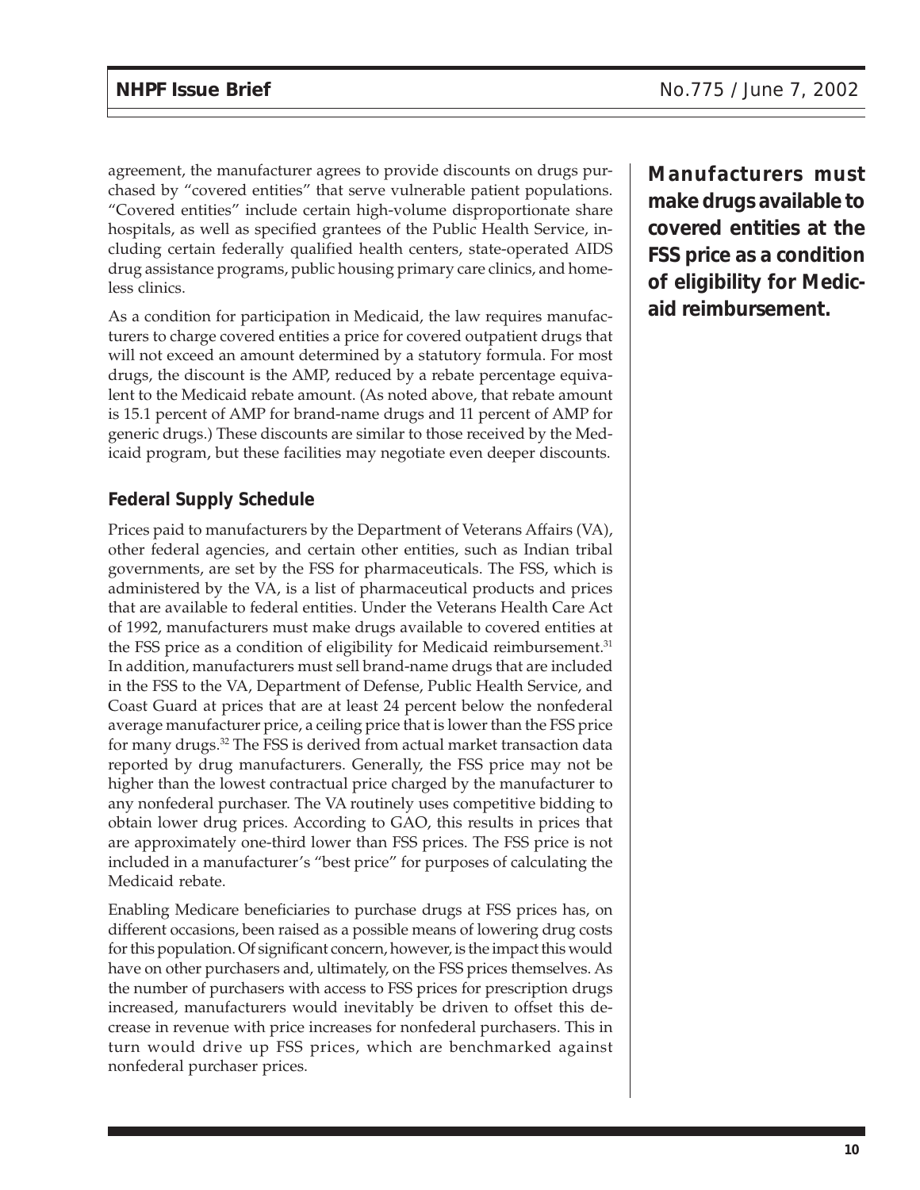agreement, the manufacturer agrees to provide discounts on drugs purchased by "covered entities" that serve vulnerable patient populations. "Covered entities" include certain high-volume disproportionate share hospitals, as well as specified grantees of the Public Health Service, including certain federally qualified health centers, state-operated AIDS drug assistance programs, public housing primary care clinics, and homeless clinics.

As a condition for participation in Medicaid, the law requires manufacturers to charge covered entities a price for covered outpatient drugs that will not exceed an amount determined by a statutory formula. For most drugs, the discount is the AMP, reduced by a rebate percentage equivalent to the Medicaid rebate amount. (As noted above, that rebate amount is 15.1 percent of AMP for brand-name drugs and 11 percent of AMP for generic drugs.) These discounts are similar to those received by the Medicaid program, but these facilities may negotiate even deeper discounts.

**Manufacturers must make drugs available to covered entities at the FSS price as a condition of eligibility for Medicaid reimbursement.**

### Federal Supply Schedule

Prices paid to manufacturers by the Department of Veterans Affairs (VA), other federal agencies, and certain other entities, such as Indian tribal governments, are set by the FSS for pharmaceuticals. The FSS, which is administered by the VA, is a list of pharmaceutical products and prices that are available to federal entities. Under the Veterans Health Care Act of 1992, manufacturers must make drugs available to covered entities at the FSS price as a condition of eligibility for Medicaid reimbursement.[31] In addition, manufacturers must sell brand-name drugs that are included in the FSS to the VA, Department of Defense, Public Health Service, and Coast Guard at prices that are at least 24 percent below the nonfederal average manufacturer price, a ceiling price that is lower than the FSS price for many drugs.[32] The FSS is derived from actual market transaction data reported by drug manufacturers. Generally, the FSS price may not be higher than the lowest contractual price charged by the manufacturer to any nonfederal purchaser. The VA routinely uses competitive bidding to obtain lower drug prices. According to GAO, this results in prices that are approximately one-third lower than FSS prices. The FSS price is not included in a manufacturer's "best price" for purposes of calculating the Medicaid rebate.

Enabling Medicare beneficiaries to purchase drugs at FSS prices has, on different occasions, been raised as a possible means of lowering drug costs for this population. Of significant concern, however, is the impact this would have on other purchasers and, ultimately, on the FSS prices themselves. As the number of purchasers with access to FSS prices for prescription drugs increased, manufacturers would inevitably be driven to offset this decrease in revenue with price increases for nonfederal purchasers. This in turn would drive up FSS prices, which are benchmarked against nonfederal purchaser prices.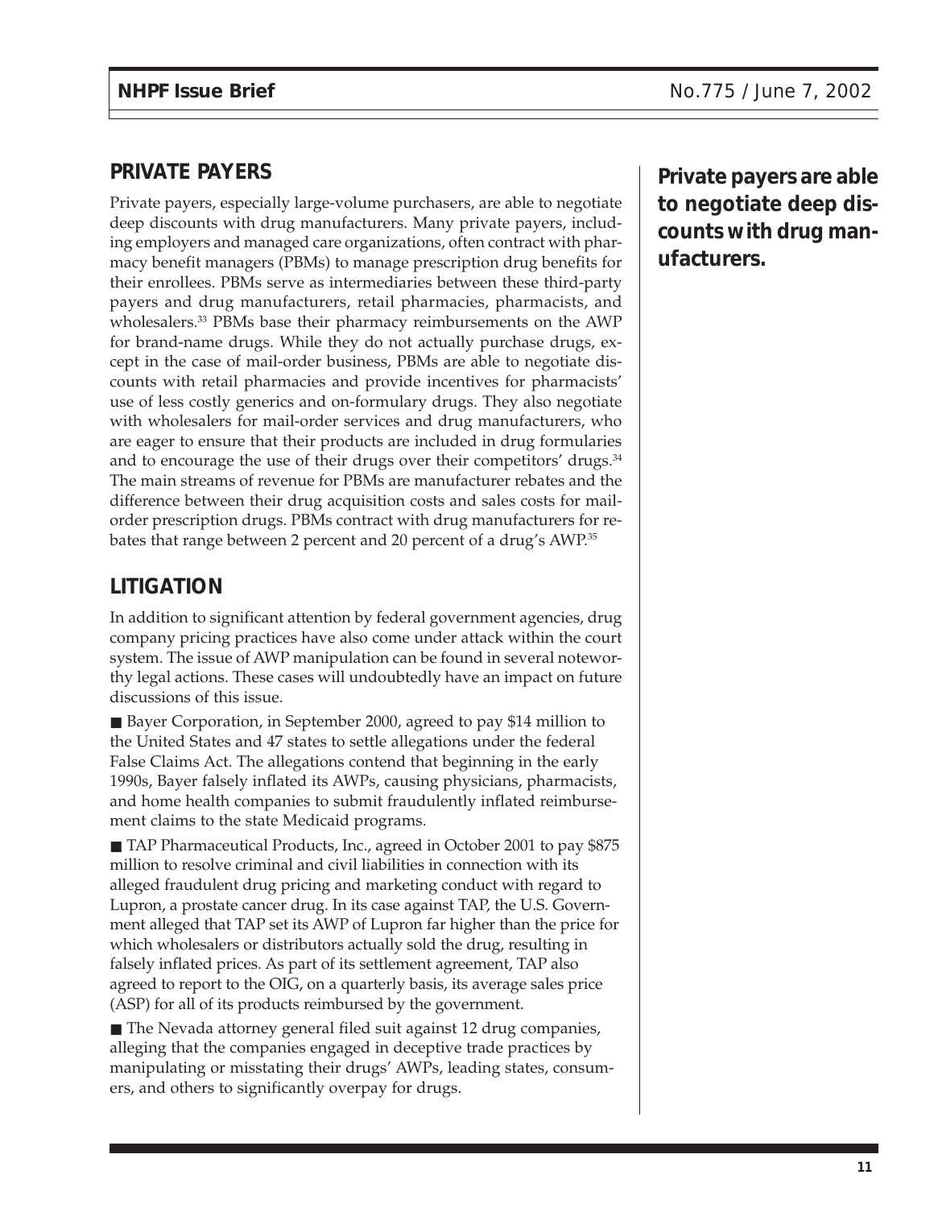## PRIVATE PAYERS

Private payers, especially large-volume purchasers, are able to negotiate deep discounts with drug manufacturers. Many private payers, including employers and managed care organizations, often contract with pharmacy benefit managers (PBMs) to manage prescription drug benefits for their enrollees. PBMs serve as intermediaries between these third-party payers and drug manufacturers, retail pharmacies, pharmacists, and wholesalers.[33] PBMs base their pharmacy reimbursements on the AWP for brand-name drugs. While they do not actually purchase drugs, except in the case of mail-order business, PBMs are able to negotiate discounts with retail pharmacies and provide incentives for pharmacists' use of less costly generics and on-formulary drugs. They also negotiate with wholesalers for mail-order services and drug manufacturers, who are eager to ensure that their products are included in drug formularies and to encourage the use of their drugs over their competitors' drugs.[34] The main streams of revenue for PBMs are manufacturer rebates and the difference between their drug acquisition costs and sales costs for mail-order prescription drugs. PBMs contract with drug manufacturers for rebates that range between 2 percent and 20 percent of a drug's AWP.[35]

**Private payers are able to negotiate deep discounts with drug manufacturers.**

## LITIGATION

In addition to significant attention by federal government agencies, drug company pricing practices have also come under attack within the court system. The issue of AWP manipulation can be found in several noteworthy legal actions. These cases will undoubtedly have an impact on future discussions of this issue.

- Bayer Corporation, in September 2000, agreed to pay $14 million to the United States and 47 states to settle allegations under the federal False Claims Act. The allegations contend that beginning in the early 1990s, Bayer falsely inflated its AWPs, causing physicians, pharmacists, and home health companies to submit fraudulently inflated reimbursement claims to the state Medicaid programs.
- TAP Pharmaceutical Products, Inc., agreed in October 2001 to pay $875 million to resolve criminal and civil liabilities in connection with its alleged fraudulent drug pricing and marketing conduct with regard to Lupron, a prostate cancer drug. In its case against TAP, the U.S. Government alleged that TAP set its AWP of Lupron far higher than the price for which wholesalers or distributors actually sold the drug, resulting in falsely inflated prices. As part of its settlement agreement, TAP also agreed to report to the OIG, on a quarterly basis, its average sales price (ASP) for all of its products reimbursed by the government.
- The Nevada attorney general filed suit against 12 drug companies, alleging that the companies engaged in deceptive trade practices by manipulating or misstating their drugs' AWPs, leading states, consumers, and others to significantly overpay for drugs.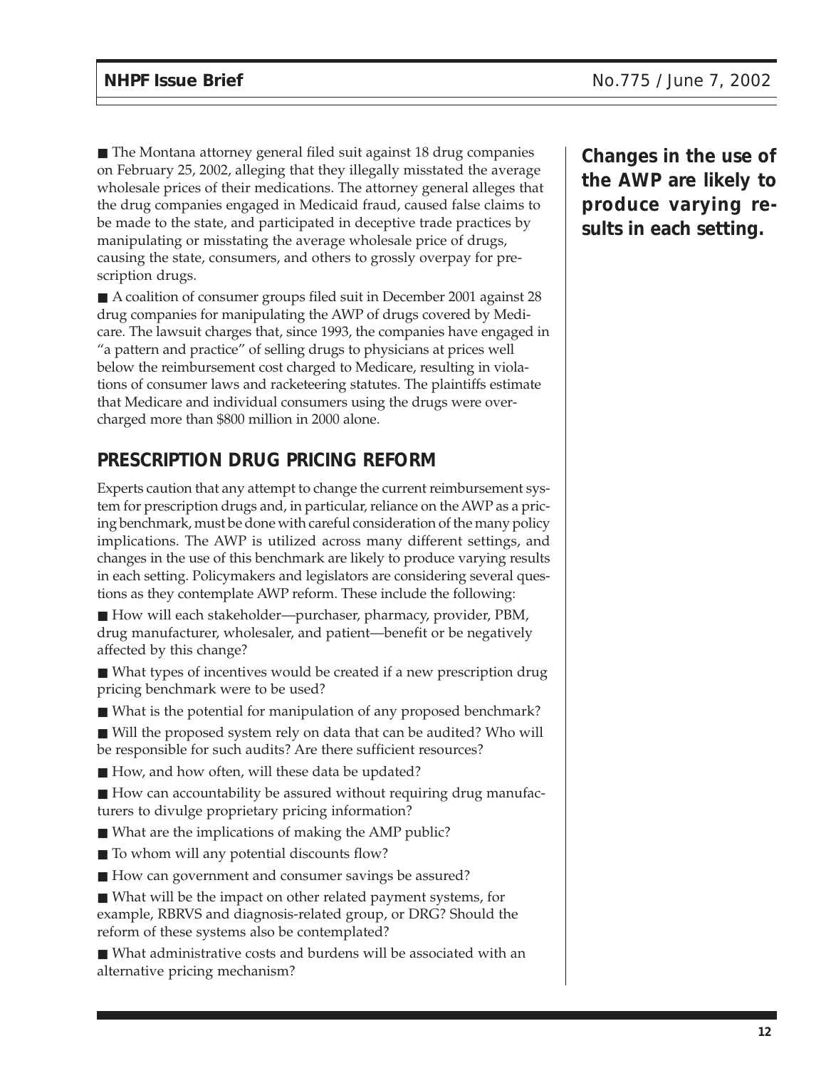■ The Montana attorney general filed suit against 18 drug companies on February 25, 2002, alleging that they illegally misstated the average wholesale prices of their medications. The attorney general alleges that the drug companies engaged in Medicaid fraud, caused false claims to be made to the state, and participated in deceptive trade practices by manipulating or misstating the average wholesale price of drugs, causing the state, consumers, and others to grossly overpay for prescription drugs.

■ A coalition of consumer groups filed suit in December 2001 against 28 drug companies for manipulating the AWP of drugs covered by Medicare. The lawsuit charges that, since 1993, the companies have engaged in "a pattern and practice" of selling drugs to physicians at prices well below the reimbursement cost charged to Medicare, resulting in violations of consumer laws and racketeering statutes. The plaintiffs estimate that Medicare and individual consumers using the drugs were overcharged more than $800 million in 2000 alone.

**Changes in the use of the AWP are likely to produce varying results in each setting.**

## PRESCRIPTION DRUG PRICING REFORM

Experts caution that any attempt to change the current reimbursement system for prescription drugs and, in particular, reliance on the AWP as a pricing benchmark, must be done with careful consideration of the many policy implications. The AWP is utilized across many different settings, and changes in the use of this benchmark are likely to produce varying results in each setting. Policymakers and legislators are considering several questions as they contemplate AWP reform. These include the following:

■ How will each stakeholder—purchaser, pharmacy, provider, PBM, drug manufacturer, wholesaler, and patient—benefit or be negatively affected by this change?

■ What types of incentives would be created if a new prescription drug pricing benchmark were to be used?

■ What is the potential for manipulation of any proposed benchmark?

■ Will the proposed system rely on data that can be audited? Who will be responsible for such audits? Are there sufficient resources?

■ How, and how often, will these data be updated?

■ How can accountability be assured without requiring drug manufacturers to divulge proprietary pricing information?

■ What are the implications of making the AMP public?

■ To whom will any potential discounts flow?

■ How can government and consumer savings be assured?

■ What will be the impact on other related payment systems, for example, RBRVS and diagnosis-related group, or DRG? Should the reform of these systems also be contemplated?

■ What administrative costs and burdens will be associated with an alternative pricing mechanism?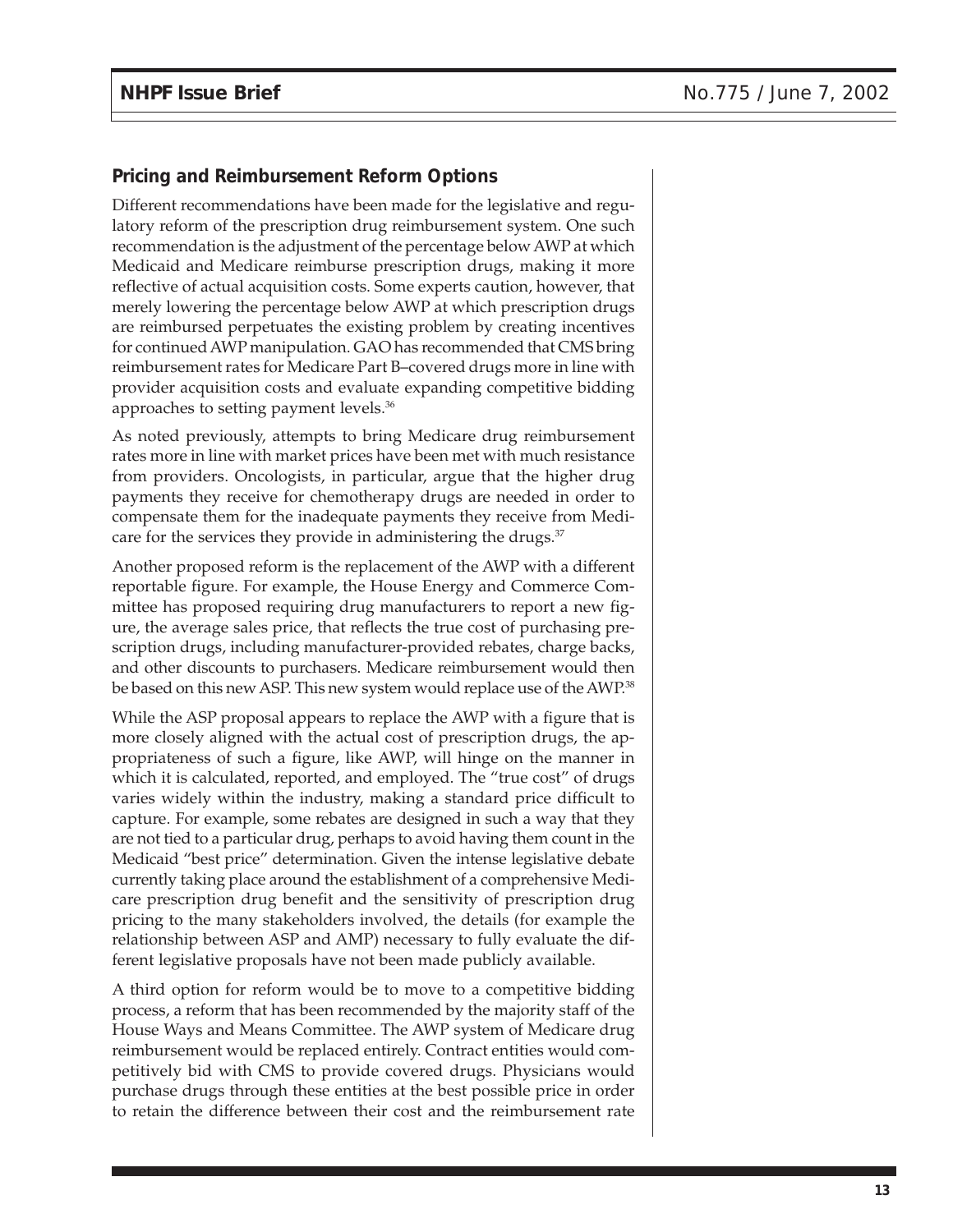## Pricing and Reimbursement Reform Options

Different recommendations have been made for the legislative and regulatory reform of the prescription drug reimbursement system. One such recommendation is the adjustment of the percentage below AWP at which Medicaid and Medicare reimburse prescription drugs, making it more reflective of actual acquisition costs. Some experts caution, however, that merely lowering the percentage below AWP at which prescription drugs are reimbursed perpetuates the existing problem by creating incentives for continued AWP manipulation. GAO has recommended that CMS bring reimbursement rates for Medicare Part B–covered drugs more in line with provider acquisition costs and evaluate expanding competitive bidding approaches to setting payment levels.[36]

As noted previously, attempts to bring Medicare drug reimbursement rates more in line with market prices have been met with much resistance from providers. Oncologists, in particular, argue that the higher drug payments they receive for chemotherapy drugs are needed in order to compensate them for the inadequate payments they receive from Medicare for the services they provide in administering the drugs.[37]

Another proposed reform is the replacement of the AWP with a different reportable figure. For example, the House Energy and Commerce Committee has proposed requiring drug manufacturers to report a new figure, the average sales price, that reflects the true cost of purchasing prescription drugs, including manufacturer-provided rebates, charge backs, and other discounts to purchasers. Medicare reimbursement would then be based on this new ASP. This new system would replace use of the AWP.[38]

While the ASP proposal appears to replace the AWP with a figure that is more closely aligned with the actual cost of prescription drugs, the appropriateness of such a figure, like AWP, will hinge on the manner in which it is calculated, reported, and employed. The "true cost" of drugs varies widely within the industry, making a standard price difficult to capture. For example, some rebates are designed in such a way that they are not tied to a particular drug, perhaps to avoid having them count in the Medicaid "best price" determination. Given the intense legislative debate currently taking place around the establishment of a comprehensive Medicare prescription drug benefit and the sensitivity of prescription drug pricing to the many stakeholders involved, the details (for example the relationship between ASP and AMP) necessary to fully evaluate the different legislative proposals have not been made publicly available.

A third option for reform would be to move to a competitive bidding process, a reform that has been recommended by the majority staff of the House Ways and Means Committee. The AWP system of Medicare drug reimbursement would be replaced entirely. Contract entities would competitively bid with CMS to provide covered drugs. Physicians would purchase drugs through these entities at the best possible price in order to retain the difference between their cost and the reimbursement rate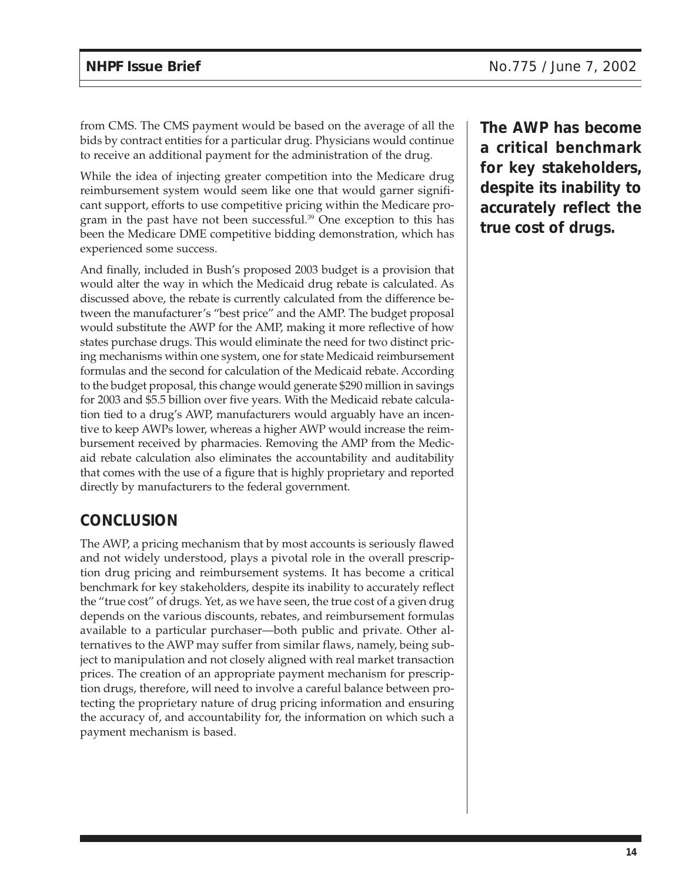from CMS. The CMS payment would be based on the average of all the bids by contract entities for a particular drug. Physicians would continue to receive an additional payment for the administration of the drug.

While the idea of injecting greater competition into the Medicare drug reimbursement system would seem like one that would garner significant support, efforts to use competitive pricing within the Medicare program in the past have not been successful.[39] One exception to this has been the Medicare DME competitive bidding demonstration, which has experienced some success.

And finally, included in Bush's proposed 2003 budget is a provision that would alter the way in which the Medicaid drug rebate is calculated. As discussed above, the rebate is currently calculated from the difference between the manufacturer's "best price" and the AMP. The budget proposal would substitute the AWP for the AMP, making it more reflective of how states purchase drugs. This would eliminate the need for two distinct pricing mechanisms within one system, one for state Medicaid reimbursement formulas and the second for calculation of the Medicaid rebate. According to the budget proposal, this change would generate $290 million in savings for 2003 and $5.5 billion over five years. With the Medicaid rebate calculation tied to a drug's AWP, manufacturers would arguably have an incentive to keep AWPs lower, whereas a higher AWP would increase the reimbursement received by pharmacies. Removing the AMP from the Medicaid rebate calculation also eliminates the accountability and auditability that comes with the use of a figure that is highly proprietary and reported directly by manufacturers to the federal government.

**The AWP has become a critical benchmark for key stakeholders, despite its inability to accurately reflect the true cost of drugs.**

## CONCLUSION

The AWP, a pricing mechanism that by most accounts is seriously flawed and not widely understood, plays a pivotal role in the overall prescription drug pricing and reimbursement systems. It has become a critical benchmark for key stakeholders, despite its inability to accurately reflect the "true cost" of drugs. Yet, as we have seen, the true cost of a given drug depends on the various discounts, rebates, and reimbursement formulas available to a particular purchaser—both public and private. Other alternatives to the AWP may suffer from similar flaws, namely, being subject to manipulation and not closely aligned with real market transaction prices. The creation of an appropriate payment mechanism for prescription drugs, therefore, will need to involve a careful balance between protecting the proprietary nature of drug pricing information and ensuring the accuracy of, and accountability for, the information on which such a payment mechanism is based.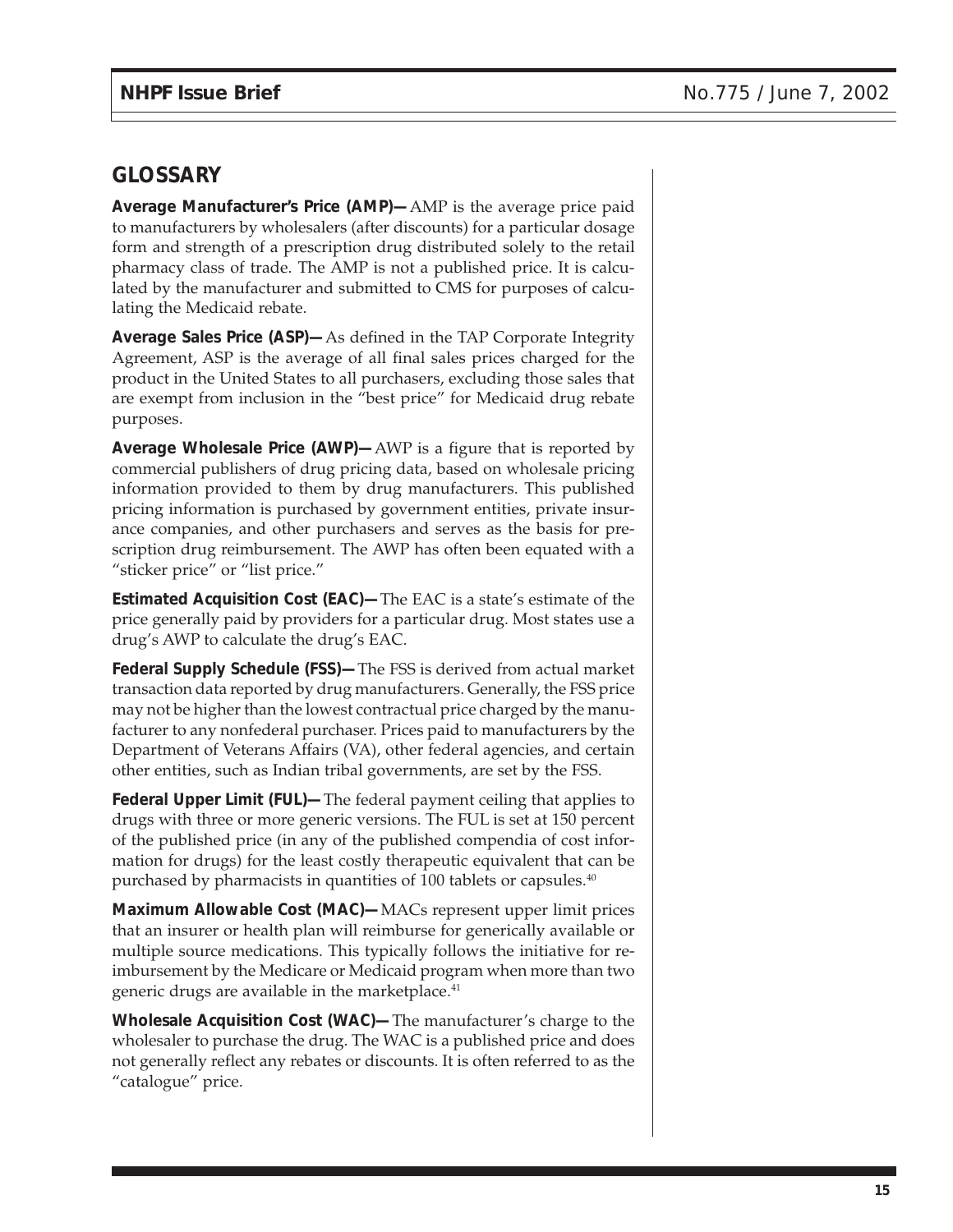## GLOSSARY

**Average Manufacturer's Price (AMP)—** AMP is the average price paid to manufacturers by wholesalers (after discounts) for a particular dosage form and strength of a prescription drug distributed solely to the retail pharmacy class of trade. The AMP is not a published price. It is calculated by the manufacturer and submitted to CMS for purposes of calculating the Medicaid rebate.

**Average Sales Price (ASP)—** As defined in the TAP Corporate Integrity Agreement, ASP is the average of all final sales prices charged for the product in the United States to all purchasers, excluding those sales that are exempt from inclusion in the "best price" for Medicaid drug rebate purposes.

**Average Wholesale Price (AWP)—** AWP is a figure that is reported by commercial publishers of drug pricing data, based on wholesale pricing information provided to them by drug manufacturers. This published pricing information is purchased by government entities, private insurance companies, and other purchasers and serves as the basis for prescription drug reimbursement. The AWP has often been equated with a "sticker price" or "list price."

**Estimated Acquisition Cost (EAC)—** The EAC is a state's estimate of the price generally paid by providers for a particular drug. Most states use a drug's AWP to calculate the drug's EAC.

**Federal Supply Schedule (FSS)—** The FSS is derived from actual market transaction data reported by drug manufacturers. Generally, the FSS price may not be higher than the lowest contractual price charged by the manufacturer to any nonfederal purchaser. Prices paid to manufacturers by the Department of Veterans Affairs (VA), other federal agencies, and certain other entities, such as Indian tribal governments, are set by the FSS.

**Federal Upper Limit (FUL)—** The federal payment ceiling that applies to drugs with three or more generic versions. The FUL is set at 150 percent of the published price (in any of the published compendia of cost information for drugs) for the least costly therapeutic equivalent that can be purchased by pharmacists in quantities of 100 tablets or capsules.[40]

**Maximum Allowable Cost (MAC)—** MACs represent upper limit prices that an insurer or health plan will reimburse for generically available or multiple source medications. This typically follows the initiative for reimbursement by the Medicare or Medicaid program when more than two generic drugs are available in the marketplace.[41]

**Wholesale Acquisition Cost (WAC)—** The manufacturer's charge to the wholesaler to purchase the drug. The WAC is a published price and does not generally reflect any rebates or discounts. It is often referred to as the "catalogue" price.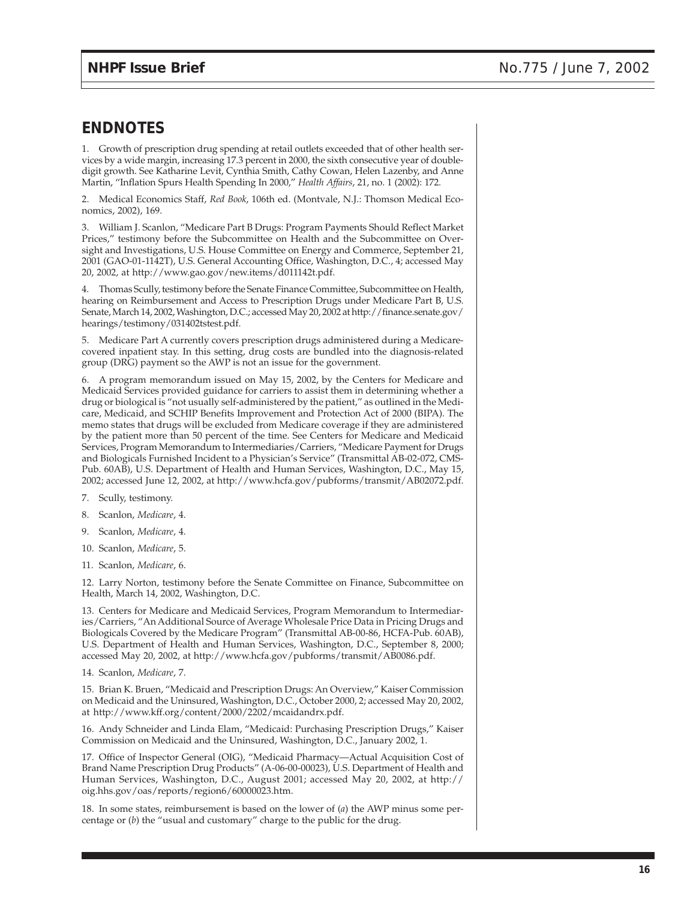## ENDNOTES

1. Growth of prescription drug spending at retail outlets exceeded that of other health services by a wide margin, increasing 17.3 percent in 2000, the sixth consecutive year of double-digit growth. See Katharine Levit, Cynthia Smith, Cathy Cowan, Helen Lazenby, and Anne Martin, "Inflation Spurs Health Spending In 2000," *Health Affairs*, 21, no. 1 (2002): 172.

2. Medical Economics Staff, *Red Book*, 106th ed. (Montvale, N.J.: Thomson Medical Economics, 2002), 169.

3. William J. Scanlon, "Medicare Part B Drugs: Program Payments Should Reflect Market Prices," testimony before the Subcommittee on Health and the Subcommittee on Oversight and Investigations, U.S. House Committee on Energy and Commerce, September 21, 2001 (GAO-01-1142T), U.S. General Accounting Office, Washington, D.C., 4; accessed May 20, 2002, at http://www.gao.gov/new.items/d011142t.pdf.

4. Thomas Scully, testimony before the Senate Finance Committee, Subcommittee on Health, hearing on Reimbursement and Access to Prescription Drugs under Medicare Part B, U.S. Senate, March 14, 2002, Washington, D.C.; accessed May 20, 2002 at http://finance.senate.gov/hearings/testimony/031402tstest.pdf.

5. Medicare Part A currently covers prescription drugs administered during a Medicare-covered inpatient stay. In this setting, drug costs are bundled into the diagnosis-related group (DRG) payment so the AWP is not an issue for the government.

6. A program memorandum issued on May 15, 2002, by the Centers for Medicare and Medicaid Services provided guidance for carriers to assist them in determining whether a drug or biological is "not usually self-administered by the patient," as outlined in the Medicare, Medicaid, and SCHIP Benefits Improvement and Protection Act of 2000 (BIPA). The memo states that drugs will be excluded from Medicare coverage if they are administered by the patient more than 50 percent of the time. See Centers for Medicare and Medicaid Services, Program Memorandum to Intermediaries/Carriers, "Medicare Payment for Drugs and Biologicals Furnished Incident to a Physician's Service" (Transmittal AB-02-072, CMS-Pub. 60AB), U.S. Department of Health and Human Services, Washington, D.C., May 15, 2002; accessed June 12, 2002, at http://www.hcfa.gov/pubforms/transmit/AB02072.pdf.

7. Scully, testimony.

8. Scanlon, *Medicare*, 4.

9. Scanlon, *Medicare*, 4.

10. Scanlon, *Medicare*, 5.

11. Scanlon, *Medicare*, 6.

12. Larry Norton, testimony before the Senate Committee on Finance, Subcommittee on Health, March 14, 2002, Washington, D.C.

13. Centers for Medicare and Medicaid Services, Program Memorandum to Intermediaries/Carriers, "An Additional Source of Average Wholesale Price Data in Pricing Drugs and Biologicals Covered by the Medicare Program" (Transmittal AB-00-86, HCFA-Pub. 60AB), U.S. Department of Health and Human Services, Washington, D.C., September 8, 2000; accessed May 20, 2002, at http://www.hcfa.gov/pubforms/transmit/AB0086.pdf.

14. Scanlon, *Medicare*, 7.

15. Brian K. Bruen, "Medicaid and Prescription Drugs: An Overview," Kaiser Commission on Medicaid and the Uninsured, Washington, D.C., October 2000, 2; accessed May 20, 2002, at http://www.kff.org/content/2000/2202/mcaidandrx.pdf.

16. Andy Schneider and Linda Elam, "Medicaid: Purchasing Prescription Drugs," Kaiser Commission on Medicaid and the Uninsured, Washington, D.C., January 2002, 1.

17. Office of Inspector General (OIG), "Medicaid Pharmacy—Actual Acquisition Cost of Brand Name Prescription Drug Products" (A-06-00-00023), U.S. Department of Health and Human Services, Washington, D.C., August 2001; accessed May 20, 2002, at http://oig.hhs.gov/oas/reports/region6/60000023.htm.

18. In some states, reimbursement is based on the lower of (*a*) the AWP minus some percentage or (*b*) the "usual and customary" charge to the public for the drug.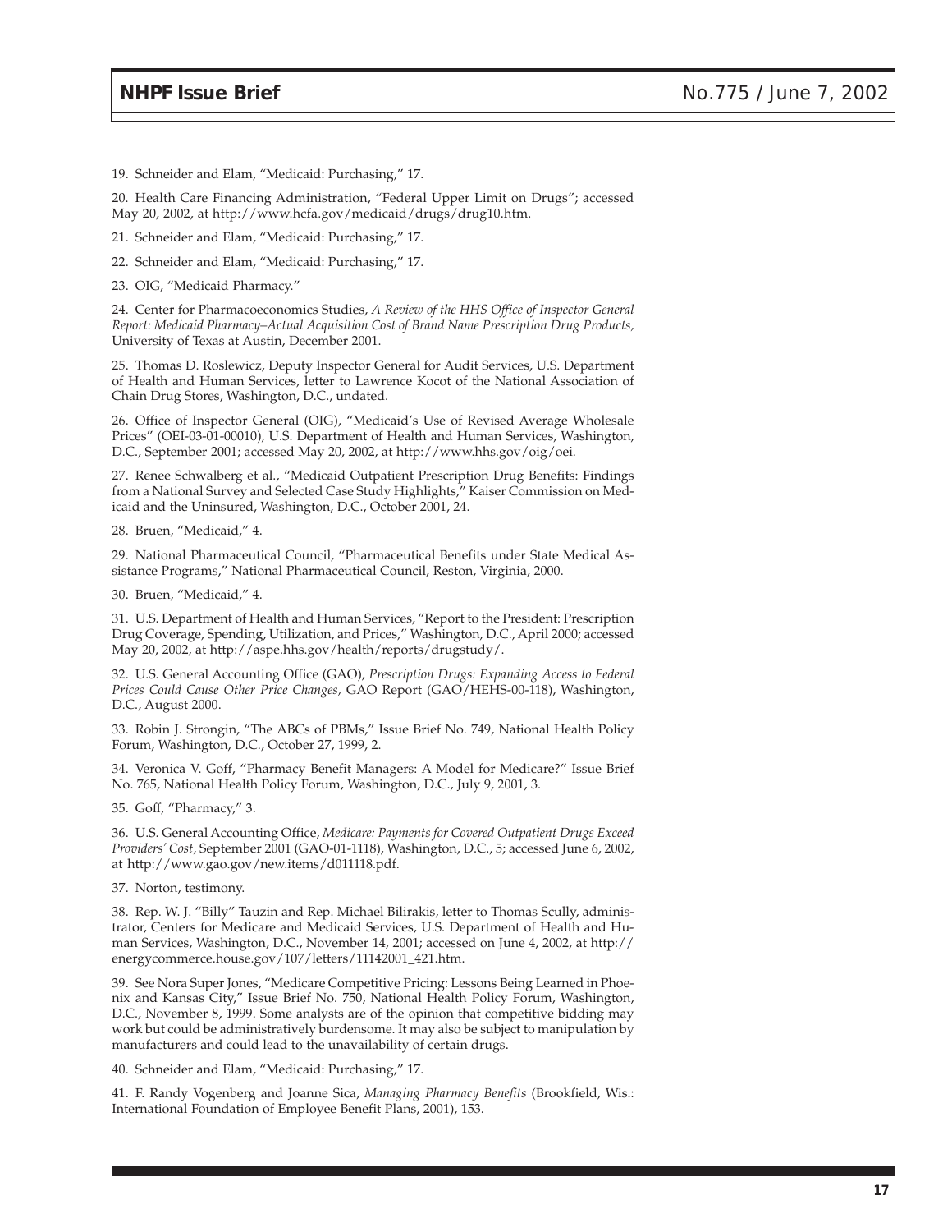19. Schneider and Elam, "Medicaid: Purchasing," 17.

20. Health Care Financing Administration, "Federal Upper Limit on Drugs"; accessed May 20, 2002, at http://www.hcfa.gov/medicaid/drugs/drug10.htm.

21. Schneider and Elam, "Medicaid: Purchasing," 17.

22. Schneider and Elam, "Medicaid: Purchasing," 17.

23. OIG, "Medicaid Pharmacy."

24. Center for Pharmacoeconomics Studies, *A Review of the HHS Office of Inspector General Report: Medicaid Pharmacy–Actual Acquisition Cost of Brand Name Prescription Drug Products,* University of Texas at Austin, December 2001.

25. Thomas D. Roslewicz, Deputy Inspector General for Audit Services, U.S. Department of Health and Human Services, letter to Lawrence Kocot of the National Association of Chain Drug Stores, Washington, D.C., undated.

26. Office of Inspector General (OIG), "Medicaid's Use of Revised Average Wholesale Prices" (OEI-03-01-00010), U.S. Department of Health and Human Services, Washington, D.C., September 2001; accessed May 20, 2002, at http://www.hhs.gov/oig/oei.

27. Renee Schwalberg et al., "Medicaid Outpatient Prescription Drug Benefits: Findings from a National Survey and Selected Case Study Highlights," Kaiser Commission on Medicaid and the Uninsured, Washington, D.C., October 2001, 24.

28. Bruen, "Medicaid," 4.

29. National Pharmaceutical Council, "Pharmaceutical Benefits under State Medical Assistance Programs," National Pharmaceutical Council, Reston, Virginia, 2000.

30. Bruen, "Medicaid," 4.

31. U.S. Department of Health and Human Services, "Report to the President: Prescription Drug Coverage, Spending, Utilization, and Prices," Washington, D.C., April 2000; accessed May 20, 2002, at http://aspe.hhs.gov/health/reports/drugstudy/.

32. U.S. General Accounting Office (GAO), *Prescription Drugs: Expanding Access to Federal Prices Could Cause Other Price Changes,* GAO Report (GAO/HEHS-00-118), Washington, D.C., August 2000.

33. Robin J. Strongin, "The ABCs of PBMs," Issue Brief No. 749, National Health Policy Forum, Washington, D.C., October 27, 1999, 2.

34. Veronica V. Goff, "Pharmacy Benefit Managers: A Model for Medicare?" Issue Brief No. 765, National Health Policy Forum, Washington, D.C., July 9, 2001, 3.

35. Goff, "Pharmacy," 3.

36. U.S. General Accounting Office, *Medicare: Payments for Covered Outpatient Drugs Exceed Providers' Cost,* September 2001 (GAO-01-1118), Washington, D.C., 5; accessed June 6, 2002, at http://www.gao.gov/new.items/d011118.pdf.

37. Norton, testimony.

38. Rep. W. J. "Billy" Tauzin and Rep. Michael Bilirakis, letter to Thomas Scully, administrator, Centers for Medicare and Medicaid Services, U.S. Department of Health and Human Services, Washington, D.C., November 14, 2001; accessed on June 4, 2002, at http://energycommerce.house.gov/107/letters/11142001_421.htm.

39. See Nora Super Jones, "Medicare Competitive Pricing: Lessons Being Learned in Phoenix and Kansas City," Issue Brief No. 750, National Health Policy Forum, Washington, D.C., November 8, 1999. Some analysts are of the opinion that competitive bidding may work but could be administratively burdensome. It may also be subject to manipulation by manufacturers and could lead to the unavailability of certain drugs.

40. Schneider and Elam, "Medicaid: Purchasing," 17.

41. F. Randy Vogenberg and Joanne Sica, *Managing Pharmacy Benefits* (Brookfield, Wis.: International Foundation of Employee Benefit Plans, 2001), 153.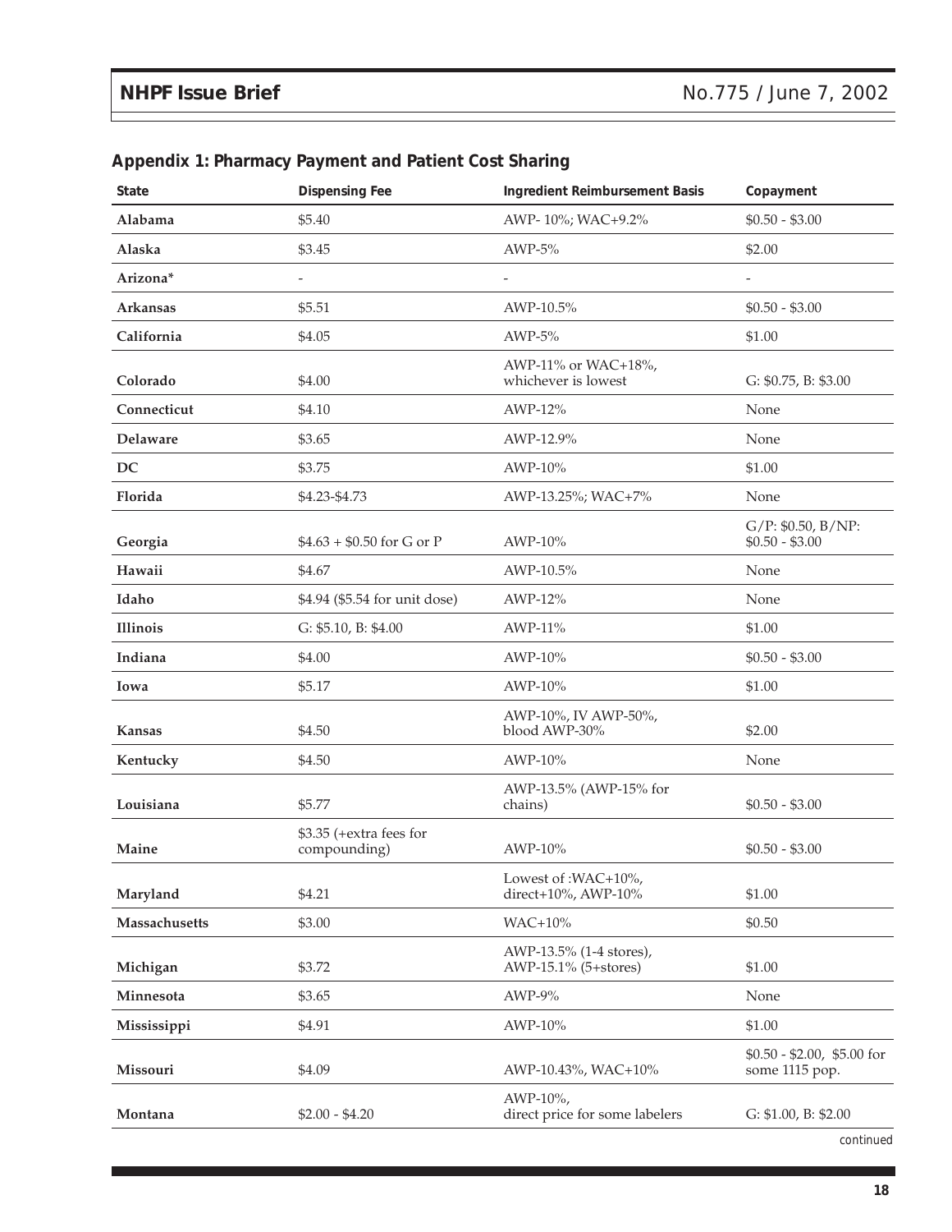## Appendix 1: Pharmacy Payment and Patient Cost Sharing

| State | Dispensing Fee | Ingredient Reimbursement Basis | Copayment |
|---|---|---|---|
| **Alabama** | $5.40 | AWP- 10%; WAC+9.2% | $0.50 - $3.00 |
| **Alaska** | $3.45 | AWP-5% | $2.00 |
| **Arizona*** | - | - | - |
| **Arkansas** | $5.51 | AWP-10.5% | $0.50 - $3.00 |
| **California** | $4.05 | AWP-5% | $1.00 |
| **Colorado** | $4.00 | AWP-11% or WAC+18%, whichever is lowest | G: $0.75, B: $3.00 |
| **Connecticut** | $4.10 | AWP-12% | None |
| **Delaware** | $3.65 | AWP-12.9% | None |
| **DC** | $3.75 | AWP-10% | $1.00 |
| **Florida** | $4.23-$4.73 | AWP-13.25%; WAC+7% | None |
| **Georgia** | $4.63 + $0.50 for G or P | AWP-10% | G/P: $0.50, B/NP: $0.50 - $3.00 |
| **Hawaii** | $4.67 | AWP-10.5% | None |
| **Idaho** | $4.94 ($5.54 for unit dose) | AWP-12% | None |
| **Illinois** | G: $5.10, B: $4.00 | AWP-11% | $1.00 |
| **Indiana** | $4.00 | AWP-10% | $0.50 - $3.00 |
| **Iowa** | $5.17 | AWP-10% | $1.00 |
| **Kansas** | $4.50 | AWP-10%, IV AWP-50%, blood AWP-30% | $2.00 |
| **Kentucky** | $4.50 | AWP-10% | None |
| **Louisiana** | $5.77 | AWP-13.5% (AWP-15% for chains) | $0.50 - $3.00 |
| **Maine** | $3.35 (+extra fees for compounding) | AWP-10% | $0.50 - $3.00 |
| **Maryland** | $4.21 | Lowest of :WAC+10%, direct+10%, AWP-10% | $1.00 |
| **Massachusetts** | $3.00 | WAC+10% | $0.50 |
| **Michigan** | $3.72 | AWP-13.5% (1-4 stores), AWP-15.1% (5+stores) | $1.00 |
| **Minnesota** | $3.65 | AWP-9% | None |
| **Mississippi** | $4.91 | AWP-10% | $1.00 |
| **Missouri** | $4.09 | AWP-10.43%, WAC+10% | $0.50 - $2.00, $5.00 for some 1115 pop. |
| **Montana** | $2.00 - $4.20 | AWP-10%, direct price for some labelers | G: $1.00, B: $2.00 |

continued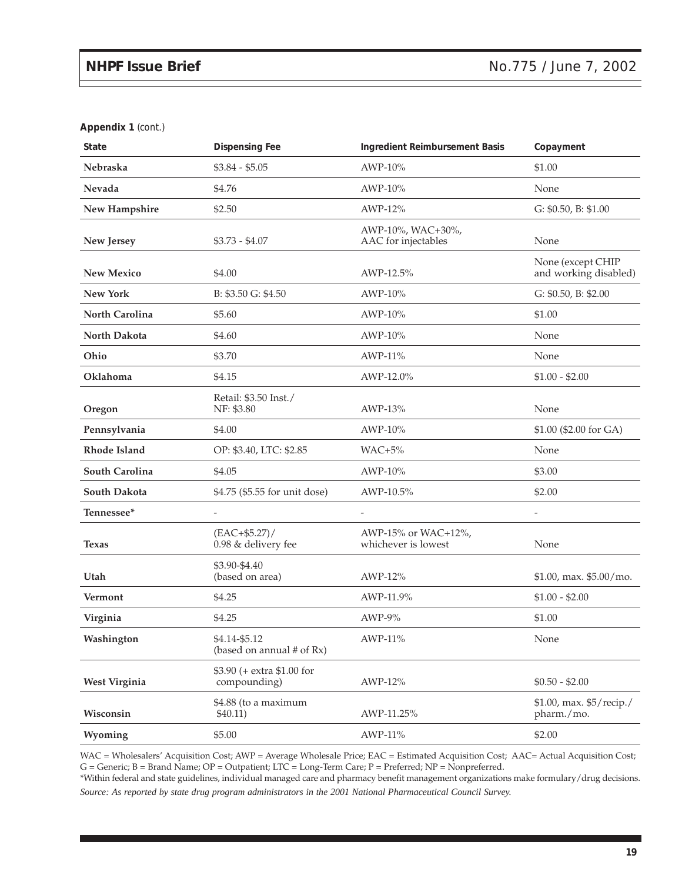**Appendix 1** *(cont.)*

| State | Dispensing Fee | Ingredient Reimbursement Basis | Copayment |
|---|---|---|---|
| **Nebraska** | $3.84 - $5.05 | AWP-10% | $1.00 |
| **Nevada** | $4.76 | AWP-10% | None |
| **New Hampshire** | $2.50 | AWP-12% | G: $0.50, B: $1.00 |
| **New Jersey** | $3.73 - $4.07 | AWP-10%, WAC+30%, AAC for injectables | None |
| **New Mexico** | $4.00 | AWP-12.5% | None (except CHIP and working disabled) |
| **New York** | B: $3.50 G: $4.50 | AWP-10% | G: $0.50, B: $2.00 |
| **North Carolina** | $5.60 | AWP-10% | $1.00 |
| **North Dakota** | $4.60 | AWP-10% | None |
| **Ohio** | $3.70 | AWP-11% | None |
| **Oklahoma** | $4.15 | AWP-12.0% | $1.00 - $2.00 |
| **Oregon** | Retail: $3.50 Inst./ NF: $3.80 | AWP-13% | None |
| **Pennsylvania** | $4.00 | AWP-10% | $1.00 ($2.00 for GA) |
| **Rhode Island** | OP: $3.40, LTC: $2.85 | WAC+5% | None |
| **South Carolina** | $4.05 | AWP-10% | $3.00 |
| **South Dakota** | $4.75 ($5.55 for unit dose) | AWP-10.5% | $2.00 |
| **Tennessee*** | - | - | - |
| **Texas** | (EAC+$5.27)/ 0.98 & delivery fee | AWP-15% or WAC+12%, whichever is lowest | None |
| **Utah** | $3.90-$4.40 (based on area) | AWP-12% | $1.00, max. $5.00/mo. |
| **Vermont** | $4.25 | AWP-11.9% | $1.00 - $2.00 |
| **Virginia** | $4.25 | AWP-9% | $1.00 |
| **Washington** | $4.14-$5.12 (based on annual # of Rx) | AWP-11% | None |
| **West Virginia** | $3.90 (+ extra $1.00 for compounding) | AWP-12% | $0.50 - $2.00 |
| **Wisconsin** | $4.88 (to a maximum $40.11) | AWP-11.25% | $1.00, max. $5/recip./ pharm./mo. |
| **Wyoming** | $5.00 | AWP-11% | $2.00 |

WAC = Wholesalers' Acquisition Cost; AWP = Average Wholesale Price; EAC = Estimated Acquisition Cost; AAC= Actual Acquisition Cost; G = Generic; B = Brand Name; OP = Outpatient; LTC = Long-Term Care; P = Preferred; NP = Nonpreferred.

*Within federal and state guidelines, individual managed care and pharmacy benefit management organizations make formulary/drug decisions.

*Source: As reported by state drug program administrators in the 2001 National Pharmaceutical Council Survey.*